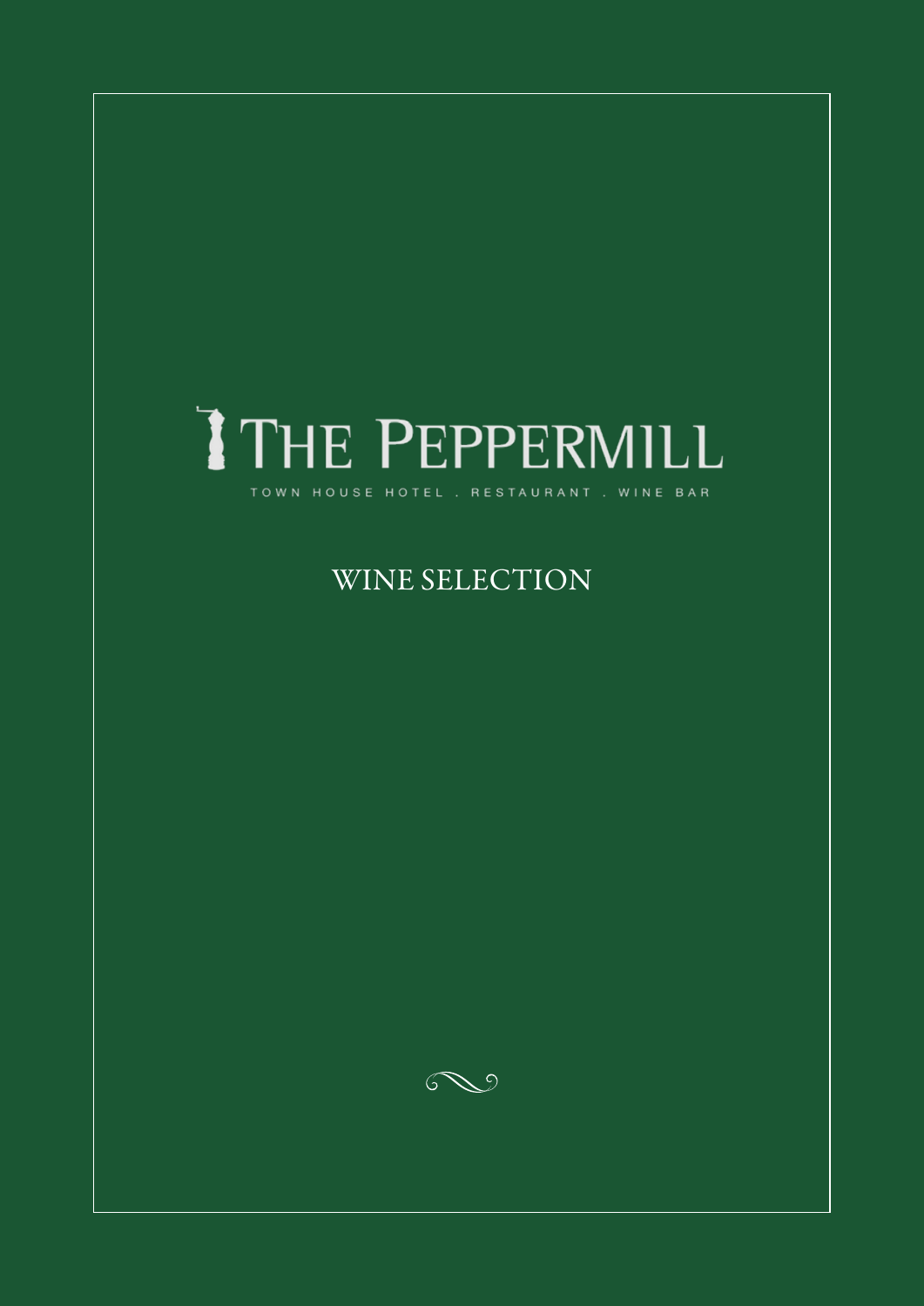# THE PEPPERMILL

TOWN HOUSE HOTEL . RESTAURANT . WINE BAR

## WINE SELECTION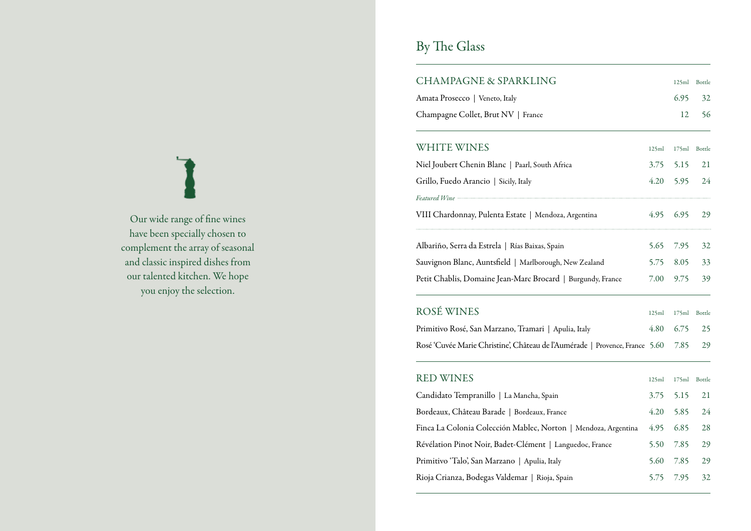Our wide range of fine wines have been specially chosen to complement the array of seasonal and classic inspired dishes from our talented kitchen. We hope you enjoy the selection.

# By The Glass

| CHAMPAGNE & SPARKLING | 125ml | Bottle |
|---|---|---|
| Amata Prosecco \| Veneto, Italy | 6.95 | 32 |
| Champagne Collet, Brut NV \| France | 12 | 56 |

| WHITE WINES | 125ml | 175ml | Bottle |
|---|---|---|---|
| Niel Joubert Chenin Blanc \| Paarl, South Africa | 3.75 | 5.15 | 21 |
| Grillo, Fuedo Arancio \| Sicily, Italy | 4.20 | 5.95 | 24 |
| *Featured Wine* | | | |
| VIII Chardonnay, Pulenta Estate \| Mendoza, Argentina | 4.95 | 6.95 | 29 |
| Albariño, Serra da Estrela \| Rías Baixas, Spain | 5.65 | 7.95 | 32 |
| Sauvignon Blanc, Auntsfield \| Marlborough, New Zealand | 5.75 | 8.05 | 33 |
| Petit Chablis, Domaine Jean-Marc Brocard \| Burgundy, France | 7.00 | 9.75 | 39 |

| ROSÉ WINES | 125ml | 175ml | Bottle |
|---|---|---|---|
| Primitivo Rosé, San Marzano, Tramari \| Apulia, Italy | 4.80 | 6.75 | 25 |
| Rosé 'Cuvée Marie Christine', Château de l'Aumérade \| Provence, France | 5.60 | 7.85 | 29 |

| RED WINES | 125ml | 175ml | Bottle |
|---|---|---|---|
| Candidato Tempranillo \| La Mancha, Spain | 3.75 | 5.15 | 21 |
| Bordeaux, Château Barade \| Bordeaux, France | 4.20 | 5.85 | 24 |
| Finca La Colonia Colección Mablec, Norton \| Mendoza, Argentina | 4.95 | 6.85 | 28 |
| Révélation Pinot Noir, Badet-Clément \| Languedoc, France | 5.50 | 7.85 | 29 |
| Primitivo 'Talo', San Marzano \| Apulia, Italy | 5.60 | 7.85 | 29 |
| Rioja Crianza, Bodegas Valdemar \| Rioja, Spain | 5.75 | 7.95 | 32 |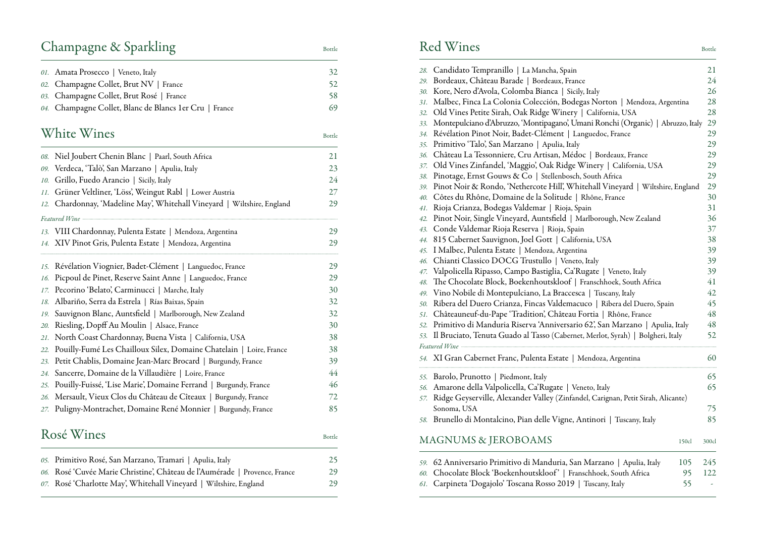## Champagne & Sparkling

| | | Bottle |
|---|---|---|
| *01.* | Amata Prosecco \| Veneto, Italy | 32 |
| *02.* | Champagne Collet, Brut NV \| France | 52 |
| *03.* | Champagne Collet, Brut Rosé \| France | 58 |
| *04.* | Champagne Collet, Blanc de Blancs 1er Cru \| France | 69 |

## White Wines

| | | Bottle |
|---|---|---|
| *08.* | Niel Joubert Chenin Blanc \| Paarl, South Africa | 21 |
| *09.* | Verdeca, 'Talò', San Marzano \| Apulia, Italy | 23 |
| *10.* | Grillo, Fuedo Arancio \| Sicily, Italy | 24 |
| *11.* | Grüner Veltliner, 'Löss', Weingut Rabl \| Lower Austria | 27 |
| *12.* | Chardonnay, 'Madeline May', Whitehall Vineyard \| Wiltshire, England | 29 |

*Featured Wine*

| | | |
|---|---|---|
| *13.* | VIII Chardonnay, Pulenta Estate \| Mendoza, Argentina | 29 |
| *14.* | XIV Pinot Gris, Pulenta Estate \| Mendoza, Argentina | 29 |

| | | |
|---|---|---|
| *15.* | Révélation Viognier, Badet-Clément \| Languedoc, France | 29 |
| *16.* | Picpoul de Pinet, Reserve Saint Anne \| Languedoc, France | 29 |
| *17.* | Pecorino 'Belato', Carminucci \| Marche, Italy | 30 |
| *18.* | Albariño, Serra da Estrela \| Rías Baixas, Spain | 32 |
| *19.* | Sauvignon Blanc, Auntsfield \| Marlborough, New Zealand | 32 |
| *20.* | Riesling, Dopff Au Moulin \| Alsace, France | 30 |
| *21.* | North Coast Chardonnay, Buena Vista \| California, USA | 38 |
| *22.* | Pouilly-Fumé Les Chailloux Silex, Domaine Chatelain \| Loire, France | 38 |
| *23.* | Petit Chablis, Domaine Jean-Marc Brocard \| Burgundy, France | 39 |
| *24.* | Sancerre, Domaine de la Villaudière \| Loire, France | 44 |
| *25.* | Pouilly-Fuissé, 'Lise Marie', Domaine Ferrand \| Burgundy, France | 46 |
| *26.* | Mersault, Vieux Clos du Château de Cîteaux \| Burgundy, France | 72 |
| *27.* | Puligny-Montrachet, Domaine René Monnier \| Burgundy, France | 85 |

## Rosé Wines

| | | Bottle |
|---|---|---|
| *05.* | Primitivo Rosé, San Marzano, Tramari \| Apulia, Italy | 25 |
| *06.* | Rosé 'Cuvée Marie Christine', Château de l'Aumérade \| Provence, France | 29 |
| *07.* | Rosé 'Charlotte May', Whitehall Vineyard \| Wiltshire, England | 29 |

## Red Wines

| | | Bottle |
|---|---|---|
| *28.* | Candidato Tempranillo \| La Mancha, Spain | 21 |
| *29.* | Bordeaux, Château Barade \| Bordeaux, France | 24 |
| *30.* | Kore, Nero d'Avola, Colomba Bianca \| Sicily, Italy | 26 |
| *31.* | Malbec, Finca La Colonia Colección, Bodegas Norton \| Mendoza, Argentina | 28 |
| *32.* | Old Vines Petite Sirah, Oak Ridge Winery \| California, USA | 28 |
| *33.* | Montepulciano d'Abruzzo, 'Montipagano', Umani Ronchi (Organic) \| Abruzzo, Italy | 29 |
| *34.* | Révélation Pinot Noir, Badet-Clément \| Languedoc, France | 29 |
| *35.* | Primitivo 'Talò', San Marzano \| Apulia, Italy | 29 |
| *36.* | Château La Tessonniere, Cru Artisan, Médoc \| Bordeaux, France | 29 |
| *37.* | Old Vines Zinfandel, 'Maggio', Oak Ridge Winery \| California, USA | 29 |
| *38.* | Pinotage, Ernst Gouws & Co \| Stellenbosch, South Africa | 29 |
| *39.* | Pinot Noir & Rondo, 'Nethercote Hill', Whitehall Vineyard \| Wiltshire, England | 29 |
| *40.* | Côtes du Rhône, Domaine de la Solitude \| Rhône, France | 30 |
| *41.* | Rioja Crianza, Bodegas Valdemar \| Rioja, Spain | 31 |
| *42.* | Pinot Noir, Single Vineyard, Auntsfield \| Marlborough, New Zealand | 36 |
| *43.* | Conde Valdemar Rioja Reserva \| Rioja, Spain | 37 |
| *44.* | 815 Cabernet Sauvignon, Joel Gott \| California, USA | 38 |
| *45.* | I Malbec, Pulenta Estate \| Mendoza, Argentina | 39 |
| *46.* | Chianti Classico DOCG Trustullo \| Veneto, Italy | 39 |
| *47.* | Valpolicella Ripasso, Campo Bastiglia, Ca'Rugate \| Veneto, Italy | 39 |
| *48.* | The Chocolate Block, Boekenhoutskloof \| Franschhoek, South Africa | 41 |
| *49.* | Vino Nobile di Montepulciano, La Braccesca \| Tuscany, Italy | 42 |
| *50.* | Ribera del Duero Crianza, Fincas Valdemacuco \| Ribera del Duero, Spain | 45 |
| *51.* | Châteauneuf-du-Pape 'Tradition', Château Fortia \| Rhône, France | 48 |
| *52.* | Primitivo di Manduria Riserva 'Anniversario 62', San Marzano \| Apulia, Italy | 48 |
| *53.* | Il Bruciato, Tenuta Guado al Tasso (Cabernet, Merlot, Syrah) \| Bolgheri, Italy | 52 |

*Featured Wine*

| | | |
|---|---|---|
| *54.* | XI Gran Cabernet Franc, Pulenta Estate \| Mendoza, Argentina | 60 |

| | | |
|---|---|---|
| *55.* | Barolo, Prunotto \| Piedmont, Italy | 65 |
| *56.* | Amarone della Valpolicella, Ca'Rugate \| Veneto, Italy | 65 |
| *57.* | Ridge Geyserville, Alexander Valley (Zinfandel, Carignan, Petit Sirah, Alicante) Sonoma, USA | 75 |
| *58.* | Brunello di Montalcino, Pian delle Vigne, Antinori \| Tuscany, Italy | 85 |

## MAGNUMS & JEROBOAMS

| | | 150cl | 300cl |
|---|---|---|---|
| *59.* | 62 Anniversario Primitivo di Manduria, San Marzano \| Apulia, Italy | 105 | 245 |
| *60.* | Chocolate Block 'Boekenhoutskloof' \| Franschhoek, South Africa | 95 | 122 |
| *61.* | Carpineta 'Dogajolo' Toscana Rosso 2019 \| Tuscany, Italy | 55 | - |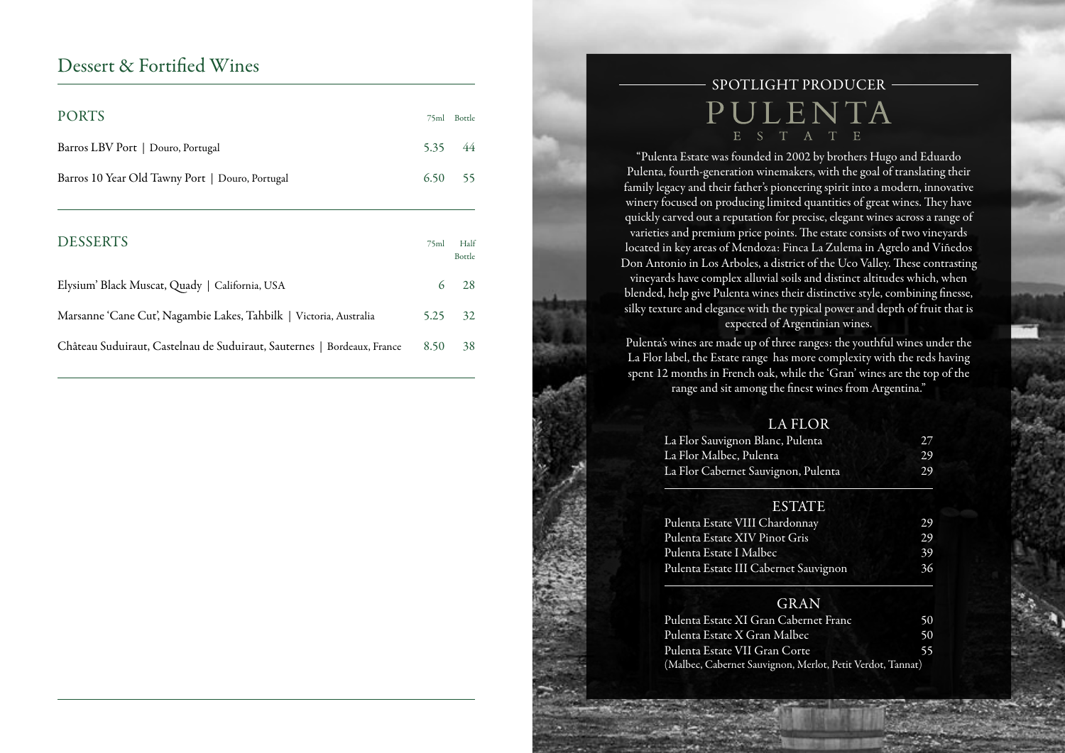# Dessert & Fortified Wines

## PORTS

| | 75ml | Bottle |
|---|---|---|
| Barros LBV Port \| Douro, Portugal | 5.35 | 44 |
| Barros 10 Year Old Tawny Port \| Douro, Portugal | 6.50 | 55 |

## DESSERTS

| | 75ml | Half Bottle |
|---|---|---|
| Elysium' Black Muscat, Quady \| California, USA | 6 | 28 |
| Marsanne 'Cane Cut', Nagambie Lakes, Tahbilk \| Victoria, Australia | 5.25 | 32 |
| Château Suduiraut, Castelnau de Suduiraut, Sauternes \| Bordeaux, France | 8.50 | 38 |

## SPOTLIGHT PRODUCER

# PULENTA ESTATE

"Pulenta Estate was founded in 2002 by brothers Hugo and Eduardo Pulenta, fourth-generation winemakers, with the goal of translating their family legacy and their father's pioneering spirit into a modern, innovative winery focused on producing limited quantities of great wines. They have quickly carved out a reputation for precise, elegant wines across a range of varieties and premium price points. The estate consists of two vineyards located in key areas of Mendoza: Finca La Zulema in Agrelo and Viñedos Don Antonio in Los Arboles, a district of the Uco Valley. These contrasting vineyards have complex alluvial soils and distinct altitudes which, when blended, help give Pulenta wines their distinctive style, combining finesse, silky texture and elegance with the typical power and depth of fruit that is expected of Argentinian wines.

Pulenta's wines are made up of three ranges: the youthful wines under the La Flor label, the Estate range has more complexity with the reds having spent 12 months in French oak, while the 'Gran' wines are the top of the range and sit among the finest wines from Argentina."

### LA FLOR

| | |
|---|---|
| La Flor Sauvignon Blanc, Pulenta | 27 |
| La Flor Malbec, Pulenta | 29 |
| La Flor Cabernet Sauvignon, Pulenta | 29 |

### ESTATE

| | |
|---|---|
| Pulenta Estate VIII Chardonnay | 29 |
| Pulenta Estate XIV Pinot Gris | 29 |
| Pulenta Estate I Malbec | 39 |
| Pulenta Estate III Cabernet Sauvignon | 36 |

### GRAN

| | |
|---|---|
| Pulenta Estate XI Gran Cabernet Franc | 50 |
| Pulenta Estate X Gran Malbec | 50 |
| Pulenta Estate VII Gran Corte (Malbec, Cabernet Sauvignon, Merlot, Petit Verdot, Tannat) | 55 |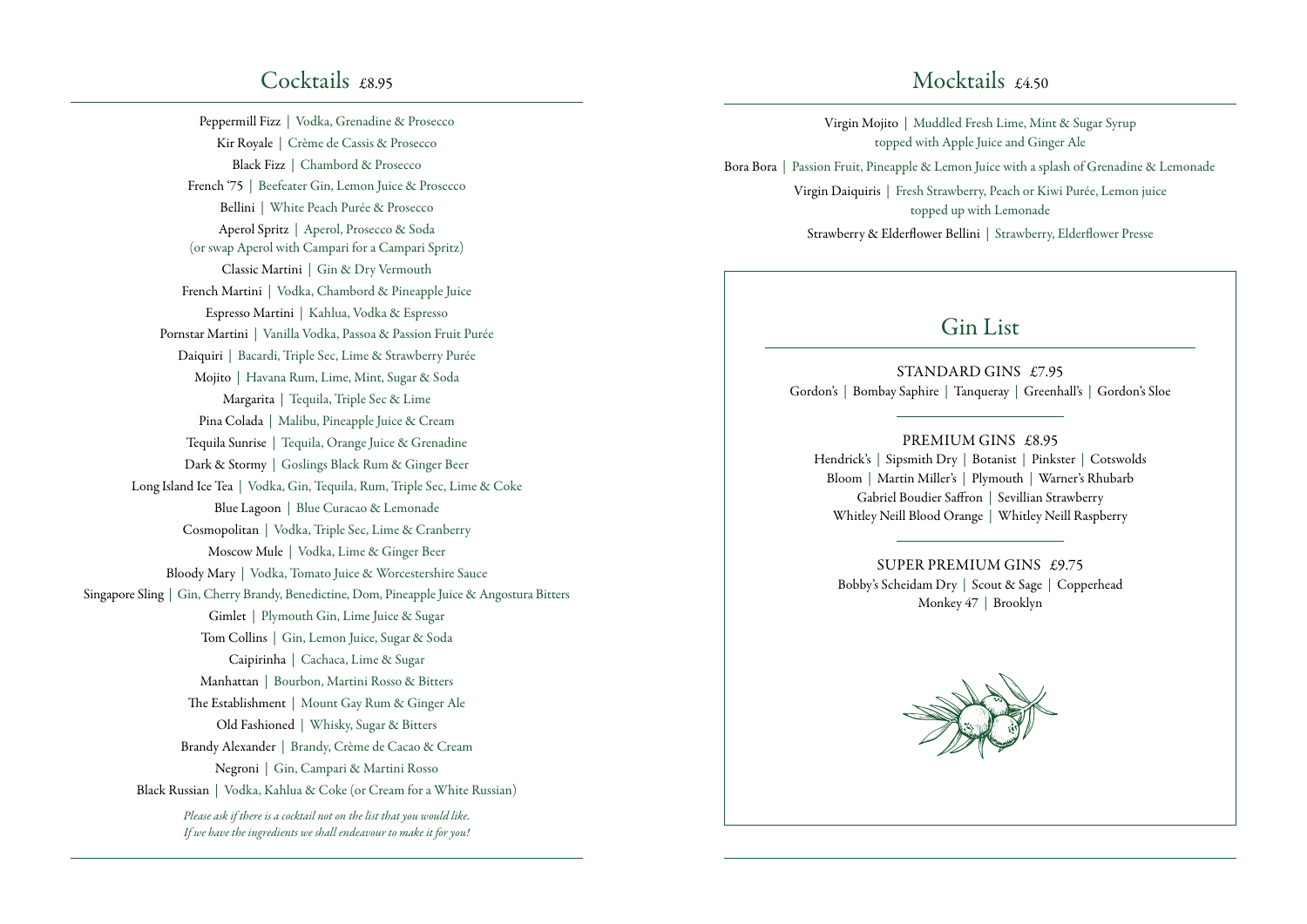## Cocktails £8.95

Peppermill Fizz | Vodka, Grenadine & Prosecco

Kir Royale | Crème de Cassis & Prosecco

Black Fizz | Chambord & Prosecco

French '75 | Beefeater Gin, Lemon Juice & Prosecco

Bellini | White Peach Purée & Prosecco

Aperol Spritz | Aperol, Prosecco & Soda
(or swap Aperol with Campari for a Campari Spritz)

Classic Martini | Gin & Dry Vermouth

French Martini | Vodka, Chambord & Pineapple Juice

Espresso Martini | Kahlua, Vodka & Espresso

Pornstar Martini | Vanilla Vodka, Passoa & Passion Fruit Purée

Daiquiri | Bacardi, Triple Sec, Lime & Strawberry Purée

Mojito | Havana Rum, Lime, Mint, Sugar & Soda

Margarita | Tequila, Triple Sec & Lime

Pina Colada | Malibu, Pineapple Juice & Cream

Tequila Sunrise | Tequila, Orange Juice & Grenadine

Dark & Stormy | Goslings Black Rum & Ginger Beer

Long Island Ice Tea | Vodka, Gin, Tequila, Rum, Triple Sec, Lime & Coke

Blue Lagoon | Blue Curacao & Lemonade

Cosmopolitan | Vodka, Triple Sec, Lime & Cranberry

Moscow Mule | Vodka, Lime & Ginger Beer

Bloody Mary | Vodka, Tomato Juice & Worcestershire Sauce

Singapore Sling | Gin, Cherry Brandy, Benedictine, Dom, Pineapple Juice & Angostura Bitters

Gimlet | Plymouth Gin, Lime Juice & Sugar

Tom Collins | Gin, Lemon Juice, Sugar & Soda

Caipirinha | Cachaca, Lime & Sugar

Manhattan | Bourbon, Martini Rosso & Bitters

The Establishment | Mount Gay Rum & Ginger Ale

Old Fashioned | Whisky, Sugar & Bitters

Brandy Alexander | Brandy, Crème de Cacao & Cream

Negroni | Gin, Campari & Martini Rosso

Black Russian | Vodka, Kahlua & Coke (or Cream for a White Russian)

*Please ask if there is a cocktail not on the list that you would like.*
*If we have the ingredients we shall endeavour to make it for you!*

## Mocktails £4.50

Virgin Mojito | Muddled Fresh Lime, Mint & Sugar Syrup
topped with Apple Juice and Ginger Ale

Bora Bora | Passion Fruit, Pineapple & Lemon Juice with a splash of Grenadine & Lemonade

Virgin Daiquiris | Fresh Strawberry, Peach or Kiwi Purée, Lemon juice
topped up with Lemonade

Strawberry & Elderflower Bellini | Strawberry, Elderflower Presse

## Gin List

### STANDARD GINS £7.95

Gordon's | Bombay Saphire | Tanqueray | Greenhall's | Gordon's Sloe

### PREMIUM GINS £8.95

Hendrick's | Sipsmith Dry | Botanist | Pinkster | Cotswolds
Bloom | Martin Miller's | Plymouth | Warner's Rhubarb
Gabriel Boudier Saffron | Sevillian Strawberry
Whitley Neill Blood Orange | Whitley Neill Raspberry

### SUPER PREMIUM GINS £9.75

Bobby's Scheidam Dry | Scout & Sage | Copperhead
Monkey 47 | Brooklyn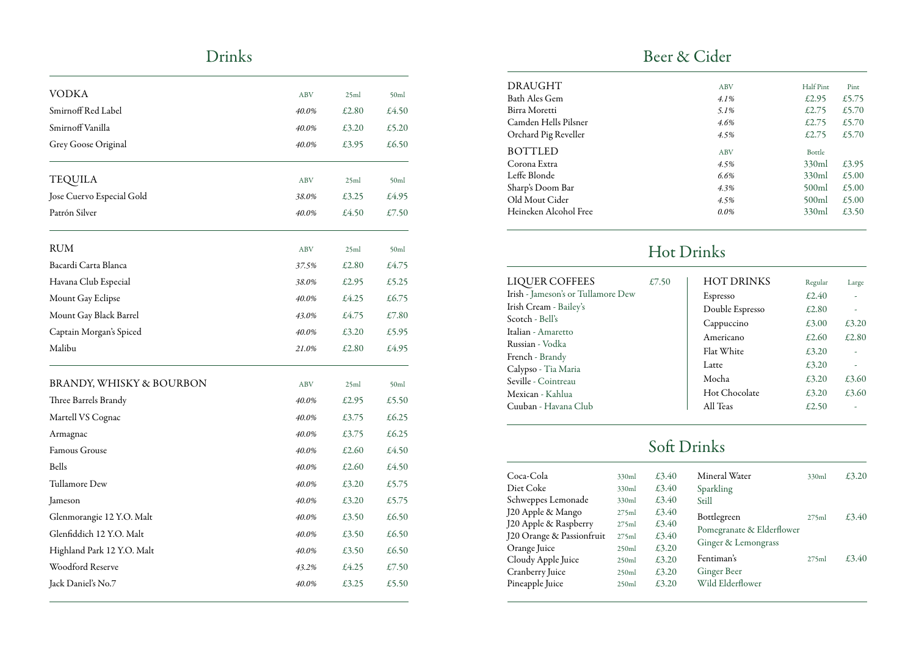# Drinks

| VODKA | ABV | 25ml | 50ml |
|---|---|---|---|
| Smirnoff Red Label | *40.0%* | £2.80 | £4.50 |
| Smirnoff Vanilla | *40.0%* | £3.20 | £5.20 |
| Grey Goose Original | *40.0%* | £3.95 | £6.50 |

| TEQUILA | ABV | 25ml | 50ml |
|---|---|---|---|
| Jose Cuervo Especial Gold | *38.0%* | £3.25 | £4.95 |
| Patrón Silver | *40.0%* | £4.50 | £7.50 |

| RUM | ABV | 25ml | 50ml |
|---|---|---|---|
| Bacardi Carta Blanca | *37.5%* | £2.80 | £4.75 |
| Havana Club Especial | *38.0%* | £2.95 | £5.25 |
| Mount Gay Eclipse | *40.0%* | £4.25 | £6.75 |
| Mount Gay Black Barrel | *43.0%* | £4.75 | £7.80 |
| Captain Morgan's Spiced | *40.0%* | £3.20 | £5.95 |
| Malibu | *21.0%* | £2.80 | £4.95 |

| BRANDY, WHISKY & BOURBON | ABV | 25ml | 50ml |
|---|---|---|---|
| Three Barrels Brandy | *40.0%* | £2.95 | £5.50 |
| Martell VS Cognac | *40.0%* | £3.75 | £6.25 |
| Armagnac | *40.0%* | £3.75 | £6.25 |
| Famous Grouse | *40.0%* | £2.60 | £4.50 |
| Bells | *40.0%* | £2.60 | £4.50 |
| Tullamore Dew | *40.0%* | £3.20 | £5.75 |
| Jameson | *40.0%* | £3.20 | £5.75 |
| Glenmorangie 12 Y.O. Malt | *40.0%* | £3.50 | £6.50 |
| Glenfiddich 12 Y.O. Malt | *40.0%* | £3.50 | £6.50 |
| Highland Park 12 Y.O. Malt | *40.0%* | £3.50 | £6.50 |
| Woodford Reserve | *43.2%* | £4.25 | £7.50 |
| Jack Daniel's No.7 | *40.0%* | £3.25 | £5.50 |

# Beer & Cider

| DRAUGHT | ABV | Half Pint | Pint |
|---|---|---|---|
| Bath Ales Gem | *4.1%* | £2.95 | £5.75 |
| Birra Moretti | *5.1%* | £2.75 | £5.70 |
| Camden Hells Pilsner | *4.6%* | £2.75 | £5.70 |
| Orchard Pig Reveller | *4.5%* | £2.75 | £5.70 |

| BOTTLED | ABV | Bottle | |
|---|---|---|---|
| Corona Extra | *4.5%* | 330ml | £3.95 |
| Leffe Blonde | *6.6%* | 330ml | £5.00 |
| Sharp's Doom Bar | *4.3%* | 500ml | £5.00 |
| Old Mout Cider | *4.5%* | 500ml | £5.00 |
| Heineken Alcohol Free | *0.0%* | 330ml | £3.50 |

# Hot Drinks

**LIQUER COFFEES** £7.50

- Irish - Jameson's or Tullamore Dew
- Irish Cream - Bailey's
- Scotch - Bell's
- Italian - Amaretto
- Russian - Vodka
- French - Brandy
- Calypso - Tia Maria
- Seville - Cointreau
- Mexican - Kahlua
- Cuuban - Havana Club

| HOT DRINKS | Regular | Large |
|---|---|---|
| Espresso | £2.40 | - |
| Double Espresso | £2.80 | - |
| Cappuccino | £3.00 | £3.20 |
| Americano | £2.60 | £2.80 |
| Flat White | £3.20 | - |
| Latte | £3.20 | - |
| Mocha | £3.20 | £3.60 |
| Hot Chocolate | £3.20 | £3.60 |
| All Teas | £2.50 | - |

# Soft Drinks

| | | |
|---|---|---|
| Coca-Cola | 330ml | £3.40 |
| Diet Coke | 330ml | £3.40 |
| Schweppes Lemonade | 330ml | £3.40 |
| J20 Apple & Mango | 275ml | £3.40 |
| J20 Apple & Raspberry | 275ml | £3.40 |
| J20 Orange & Passionfruit | 275ml | £3.40 |
| Orange Juice | 250ml | £3.20 |
| Cloudy Apple Juice | 250ml | £3.20 |
| Cranberry Juice | 250ml | £3.20 |
| Pineapple Juice | 250ml | £3.20 |

| | | |
|---|---|---|
| Mineral Water (Sparkling, Still) | 330ml | £3.20 |
| Bottlegreen (Pomegranate & Elderflower, Ginger & Lemongrass) | 275ml | £3.40 |
| Fentiman's (Ginger Beer, Wild Elderflower) | 275ml | £3.40 |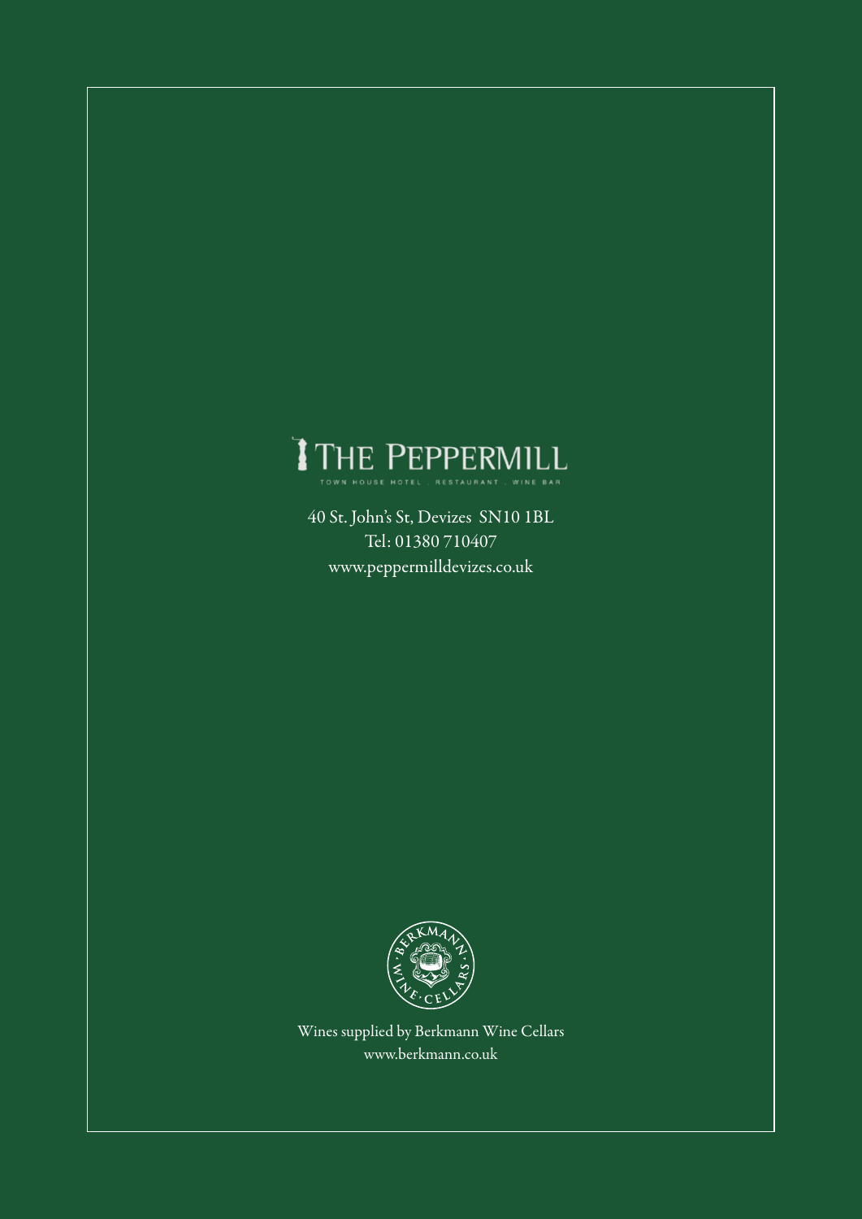# THE PEPPERMILL

TOWN HOUSE HOTEL . RESTAURANT . WINE BAR

40 St. John's St, Devizes SN10 1BL
Tel: 01380 710407
www.peppermilldevizes.co.uk

BERKMANN WINE CELLARS

Wines supplied by Berkmann Wine Cellars
www.berkmann.co.uk